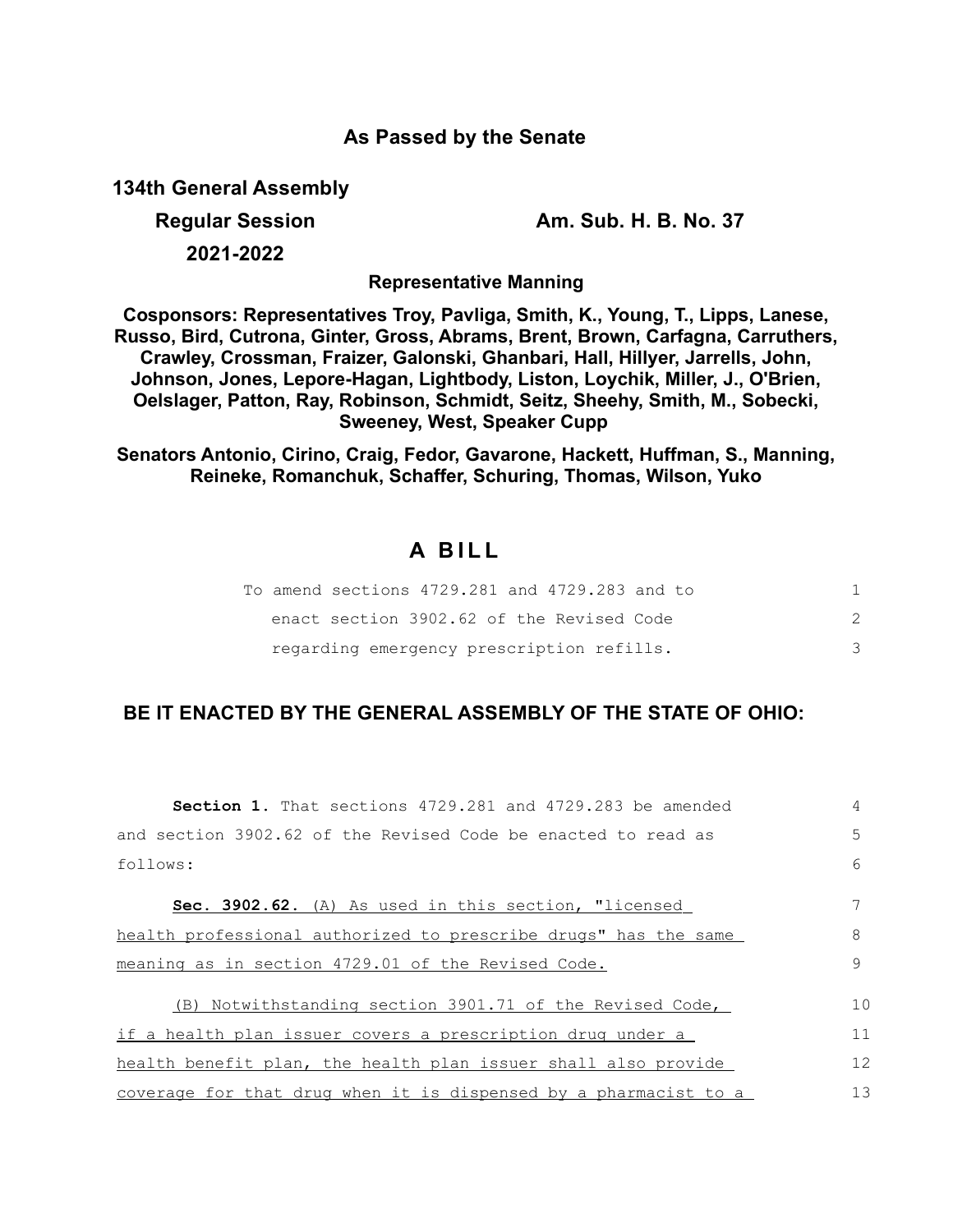**As Passed by the Senate**

**134th General Assembly**

**Regular Session** **Am. Sub. H. B. No. 37**

**2021-2022**

**Representative Manning**

**Cosponsors: Representatives Troy, Pavliga, Smith, K., Young, T., Lipps, Lanese, Russo, Bird, Cutrona, Ginter, Gross, Abrams, Brent, Brown, Carfagna, Carruthers, Crawley, Crossman, Fraizer, Galonski, Ghanbari, Hall, Hillyer, Jarrells, John, Johnson, Jones, Lepore-Hagan, Lightbody, Liston, Loychik, Miller, J., O'Brien, Oelslager, Patton, Ray, Robinson, Schmidt, Seitz, Sheehy, Smith, M., Sobecki, Sweeney, West, Speaker Cupp**

**Senators Antonio, Cirino, Craig, Fedor, Gavarone, Hackett, Huffman, S., Manning, Reineke, Romanchuk, Schaffer, Schuring, Thomas, Wilson, Yuko**

# A BILL

To amend sections 4729.281 and 4729.283 and to enact section 3902.62 of the Revised Code regarding emergency prescription refills. 1 2 3

## BE IT ENACTED BY THE GENERAL ASSEMBLY OF THE STATE OF OHIO:

**Section 1.** That sections 4729.281 and 4729.283 be amended and section 3902.62 of the Revised Code be enacted to read as follows: 4 5 6

**Sec. 3902.62.** (A) As used in this section, "licensed health professional authorized to prescribe drugs" has the same meaning as in section 4729.01 of the Revised Code. 7 8 9

(B) Notwithstanding section 3901.71 of the Revised Code, if a health plan issuer covers a prescription drug under a health benefit plan, the health plan issuer shall also provide coverage for that drug when it is dispensed by a pharmacist to a 10 11 12 13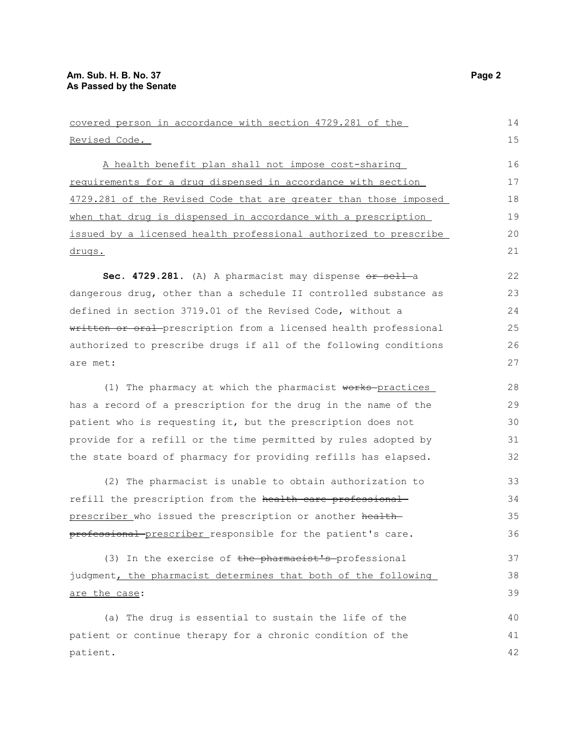covered person in accordance with section 4729.281 of the Revised Code.

A health benefit plan shall not impose cost-sharing requirements for a drug dispensed in accordance with section 4729.281 of the Revised Code that are greater than those imposed when that drug is dispensed in accordance with a prescription issued by a licensed health professional authorized to prescribe drugs.

**Sec. 4729.281.** (A) A pharmacist may dispense ~~or sell~~ a dangerous drug, other than a schedule II controlled substance as defined in section 3719.01 of the Revised Code, without a ~~written or oral~~ prescription from a licensed health professional authorized to prescribe drugs if all of the following conditions are met:

(1) The pharmacy at which the pharmacist ~~works~~ practices has a record of a prescription for the drug in the name of the patient who is requesting it, but the prescription does not provide for a refill or the time permitted by rules adopted by the state board of pharmacy for providing refills has elapsed.

(2) The pharmacist is unable to obtain authorization to refill the prescription from the ~~health care professional~~ prescriber who issued the prescription or another ~~health professional~~ prescriber responsible for the patient's care.

(3) In the exercise of ~~the pharmacist's~~ professional judgment, the pharmacist determines that both of the following are the case:

(a) The drug is essential to sustain the life of the patient or continue therapy for a chronic condition of the patient.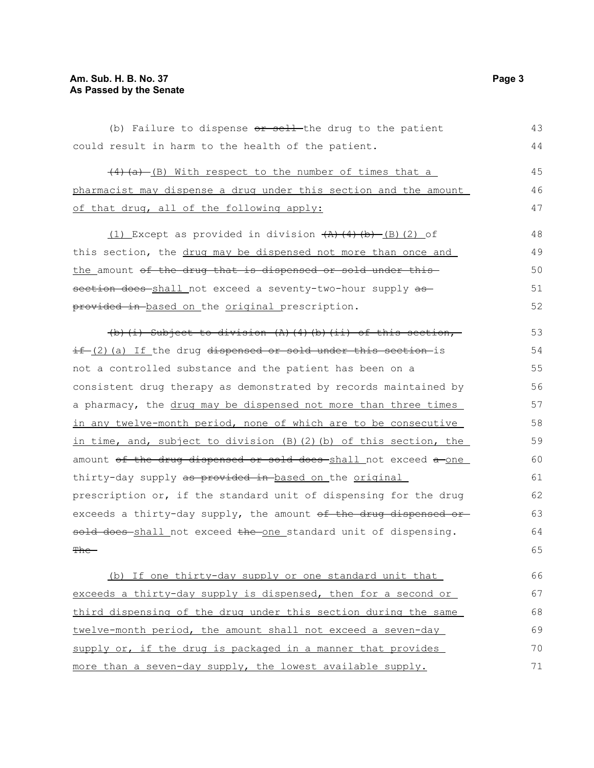(b) Failure to dispense ~~or sell~~ the drug to the patient could result in harm to the health of the patient.

~~(4)(a)~~ (B) With respect to the number of times that a pharmacist may dispense a drug under this section and the amount of that drug, all of the following apply:

(1) Except as provided in division ~~(A)(4)(b)~~ (B)(2) of this section, the drug may be dispensed not more than once and the amount ~~of the drug that is dispensed or sold under this section does~~ shall not exceed a seventy-two-hour supply ~~as provided in~~ based on the original prescription.

~~(b)(i) Subject to division (A)(4)(b)(ii) of this section, if~~ (2)(a) If the drug ~~dispensed or sold under this section~~ is not a controlled substance and the patient has been on a consistent drug therapy as demonstrated by records maintained by a pharmacy, the drug may be dispensed not more than three times in any twelve-month period, none of which are to be consecutive in time, and, subject to division (B)(2)(b) of this section, the amount ~~of the drug dispensed or sold does~~ shall not exceed ~~a~~ one thirty-day supply ~~as provided in~~ based on the original prescription or, if the standard unit of dispensing for the drug exceeds a thirty-day supply, the amount ~~of the drug dispensed or sold does~~ shall not exceed ~~the~~ one standard unit of dispensing. ~~The~~

(b) If one thirty-day supply or one standard unit that exceeds a thirty-day supply is dispensed, then for a second or third dispensing of the drug under this section during the same twelve-month period, the amount shall not exceed a seven-day supply or, if the drug is packaged in a manner that provides more than a seven-day supply, the lowest available supply.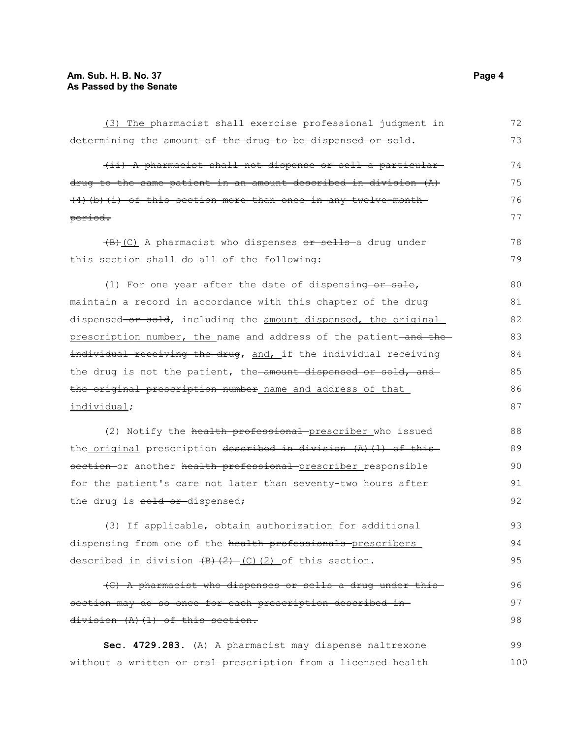<u>(3) The</u> pharmacist shall exercise professional judgment in determining the amount~~ of the drug to be dispensed or sold~~.

~~(ii) A pharmacist shall not dispense or sell a particular drug to the same patient in an amount described in division (A)(4)(b)(i) of this section more than once in any twelve-month period.~~

~~(B)~~<u>(C)</u> A pharmacist who dispenses ~~or sells~~ a drug under this section shall do all of the following:

(1) For one year after the date of dispensing~~ or sale~~, maintain a record in accordance with this chapter of the drug dispensed~~ or sold~~, including the <u>amount dispensed, the original prescription number, the</u> name and address of the patient~~ and the individual receiving the drug~~, <u>and,</u> if the individual receiving the drug is not the patient, the~~ amount dispensed or sold, and the original prescription number~~ <u>name and address of that individual</u>;

(2) Notify the ~~health professional~~ <u>prescriber</u> who issued the <u>original</u> prescription ~~described in division (A)(1) of this section~~ or another ~~health professional~~ <u>prescriber</u> responsible for the patient's care not later than seventy-two hours after the drug is ~~sold or~~ dispensed;

(3) If applicable, obtain authorization for additional dispensing from one of the ~~health professionals~~ <u>prescribers</u> described in division ~~(B)(2)~~ <u>(C)(2)</u> of this section.

~~(C) A pharmacist who dispenses or sells a drug under this section may do so once for each prescription described in division (A)(1) of this section.~~

**Sec. 4729.283.** (A) A pharmacist may dispense naltrexone without a ~~written or oral~~ prescription from a licensed health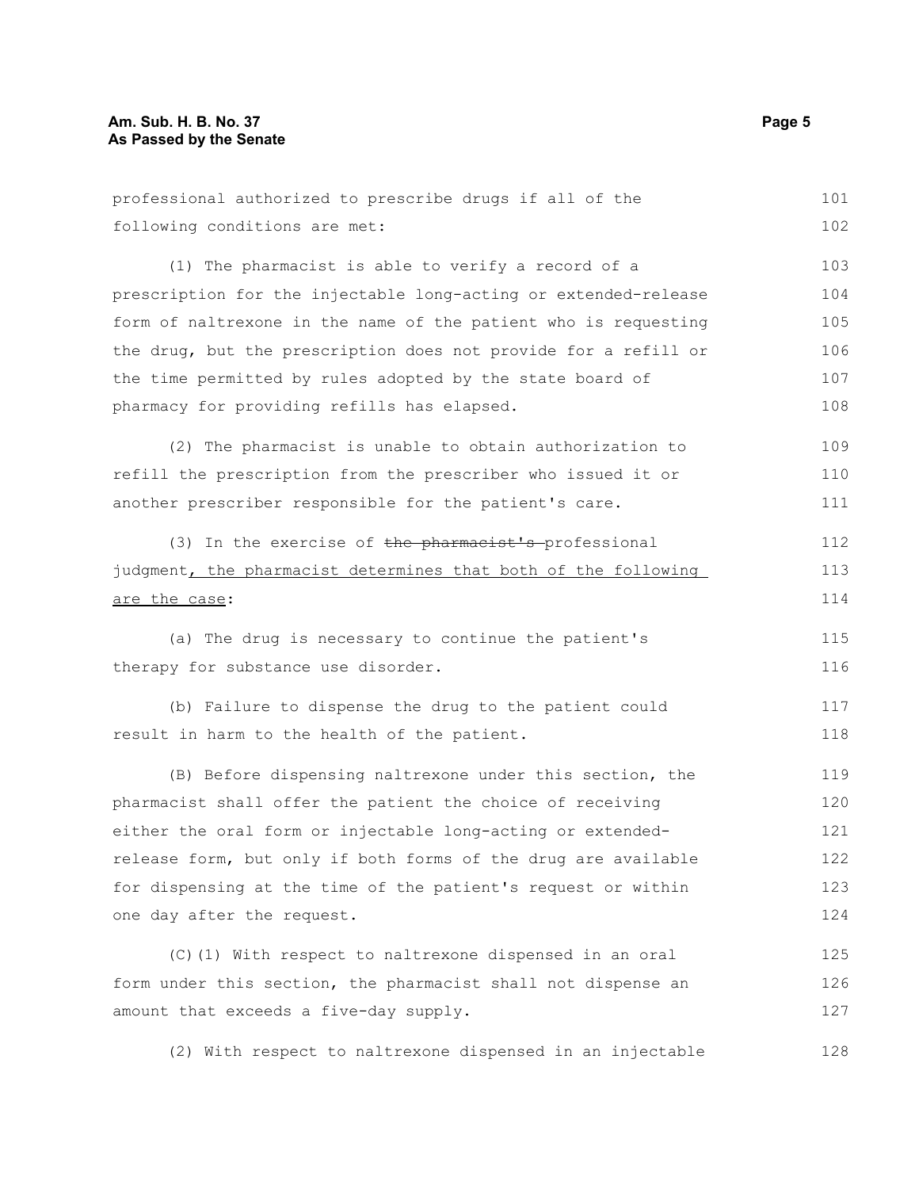professional authorized to prescribe drugs if all of the following conditions are met:

(1) The pharmacist is able to verify a record of a prescription for the injectable long-acting or extended-release form of naltrexone in the name of the patient who is requesting the drug, but the prescription does not provide for a refill or the time permitted by rules adopted by the state board of pharmacy for providing refills has elapsed.

(2) The pharmacist is unable to obtain authorization to refill the prescription from the prescriber who issued it or another prescriber responsible for the patient's care.

(3) In the exercise of ~~the pharmacist's~~ professional judgment<u>, the pharmacist determines that both of the following are the case</u>:

(a) The drug is necessary to continue the patient's therapy for substance use disorder.

(b) Failure to dispense the drug to the patient could result in harm to the health of the patient.

(B) Before dispensing naltrexone under this section, the pharmacist shall offer the patient the choice of receiving either the oral form or injectable long-acting or extended-release form, but only if both forms of the drug are available for dispensing at the time of the patient's request or within one day after the request.

(C)(1) With respect to naltrexone dispensed in an oral form under this section, the pharmacist shall not dispense an amount that exceeds a five-day supply.

(2) With respect to naltrexone dispensed in an injectable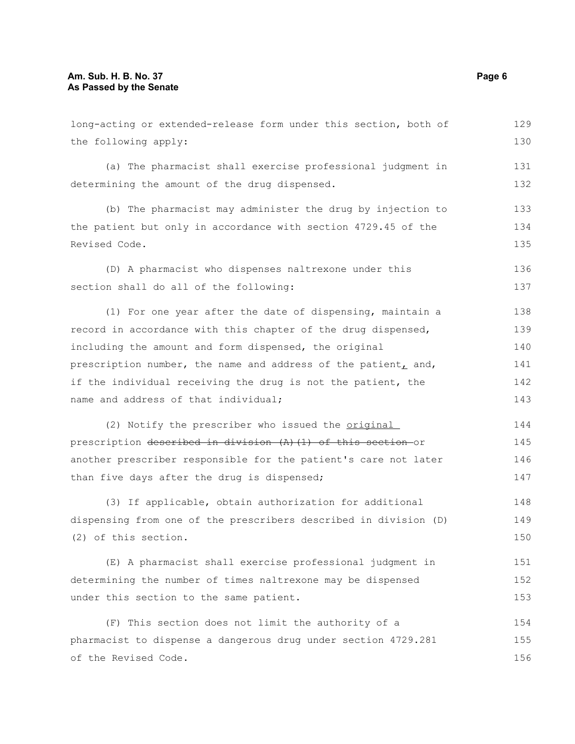long-acting or extended-release form under this section, both of the following apply:

(a) The pharmacist shall exercise professional judgment in determining the amount of the drug dispensed.

(b) The pharmacist may administer the drug by injection to the patient but only in accordance with section 4729.45 of the Revised Code.

(D) A pharmacist who dispenses naltrexone under this section shall do all of the following:

(1) For one year after the date of dispensing, maintain a record in accordance with this chapter of the drug dispensed, including the amount and form dispensed, the original prescription number, the name and address of the patient, and, if the individual receiving the drug is not the patient, the name and address of that individual;

(2) Notify the prescriber who issued the <u>original</u> prescription ~~described in division (A)(1) of this section~~ or another prescriber responsible for the patient's care not later than five days after the drug is dispensed;

(3) If applicable, obtain authorization for additional dispensing from one of the prescribers described in division (D)(2) of this section.

(E) A pharmacist shall exercise professional judgment in determining the number of times naltrexone may be dispensed under this section to the same patient.

(F) This section does not limit the authority of a pharmacist to dispense a dangerous drug under section 4729.281 of the Revised Code.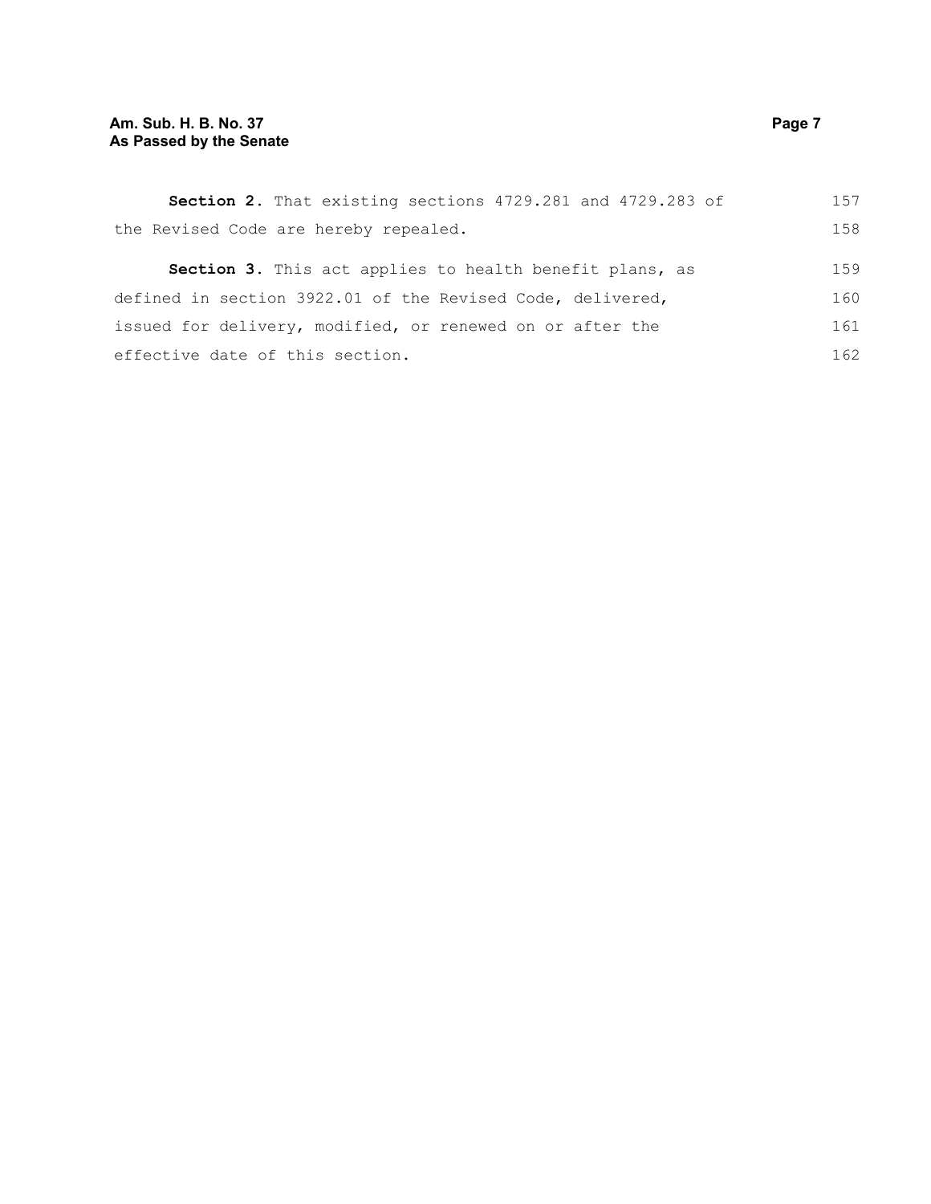**Section 2.** That existing sections 4729.281 and 4729.283 of the Revised Code are hereby repealed.

**Section 3.** This act applies to health benefit plans, as defined in section 3922.01 of the Revised Code, delivered, issued for delivery, modified, or renewed on or after the effective date of this section.